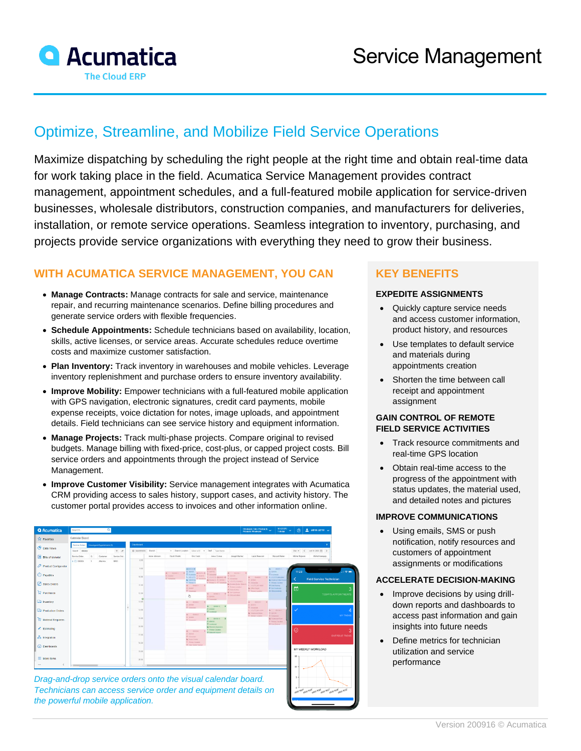# Acumatica

The Cloud ERP

# Service Management

## Optimize, Streamline, and Mobilize Field Service Operations

Maximize dispatching by scheduling the right people at the right time and obtain real-time data for work taking place in the field. Acumatica Service Management provides contract management, appointment schedules, and a full-featured mobile application for service-driven businesses, wholesale distributors, construction companies, and manufacturers for deliveries, installation, or remote service operations. Seamless integration to inventory, purchasing, and projects provide service organizations with everything they need to grow their business.

### WITH ACUMATICA SERVICE MANAGEMENT, YOU CAN

- **Manage Contracts:** Manage contracts for sale and service, maintenance repair, and recurring maintenance scenarios. Define billing procedures and generate service orders with flexible frequencies.
- **Schedule Appointments:** Schedule technicians based on availability, location, skills, active licenses, or service areas. Accurate schedules reduce overtime costs and maximize customer satisfaction.
- **Plan Inventory:** Track inventory in warehouses and mobile vehicles. Leverage inventory replenishment and purchase orders to ensure inventory availability.
- **Improve Mobility:** Empower technicians with a full-featured mobile application with GPS navigation, electronic signatures, credit card payments, mobile expense receipts, voice dictation for notes, image uploads, and appointment details. Field technicians can see service history and equipment information.
- **Manage Projects:** Track multi-phase projects. Compare original to revised budgets. Manage billing with fixed-price, cost-plus, or capped project costs. Bill service orders and appointments through the project instead of Service Management.
- **Improve Customer Visibility:** Service management integrates with Acumatica CRM providing access to sales history, support cases, and activity history. The customer portal provides access to invoices and other information online.

*Drag-and-drop service orders onto the visual calendar board. Technicians can access service order and equipment details on the powerful mobile application.*

### KEY BENEFITS

#### EXPEDITE ASSIGNMENTS

- Quickly capture service needs and access customer information, product history, and resources
- Use templates to default service and materials during appointments creation
- Shorten the time between call receipt and appointment assignment

#### GAIN CONTROL OF REMOTE FIELD SERVICE ACTIVITIES

- Track resource commitments and real-time GPS location
- Obtain real-time access to the progress of the appointment with status updates, the material used, and detailed notes and pictures

#### IMPROVE COMMUNICATIONS

- Using emails, SMS or push notification, notify resources and customers of appointment assignments or modifications

#### ACCELERATE DECISION-MAKING

- Improve decisions by using drill-down reports and dashboards to access past information and gain insights into future needs
- Define metrics for technician utilization and service performance

Version 200916 © Acumatica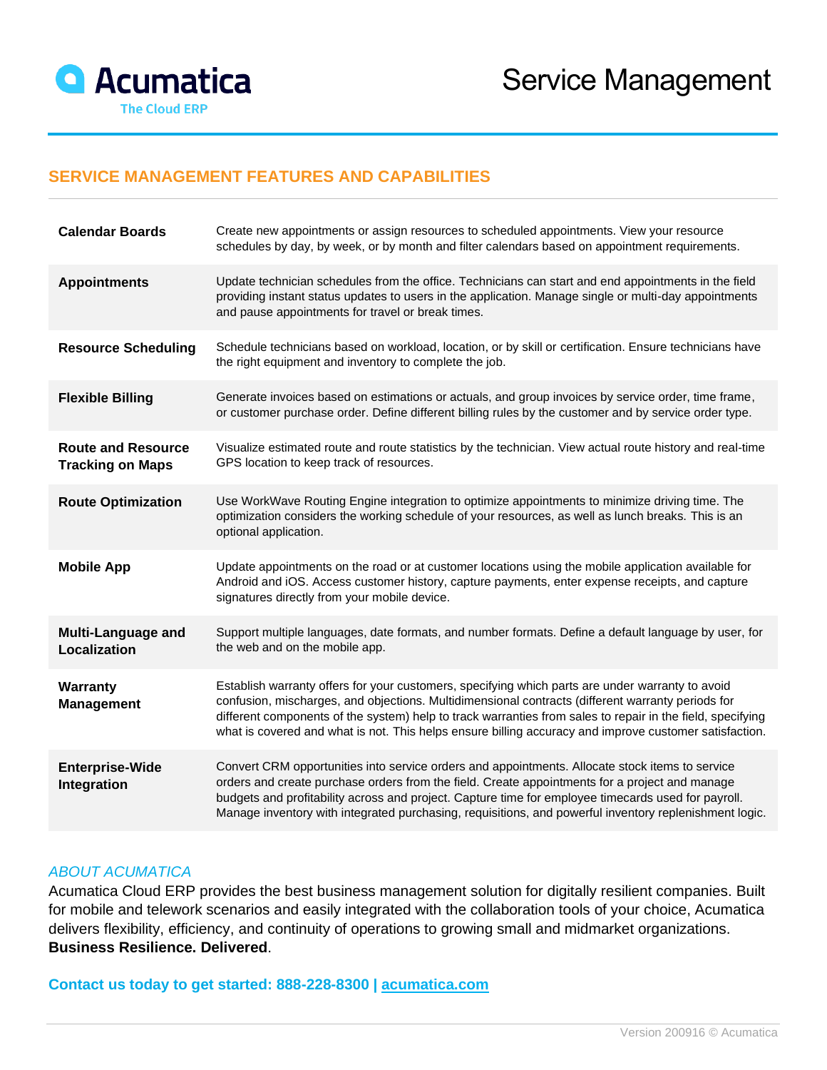# Service Management

## SERVICE MANAGEMENT FEATURES AND CAPABILITIES

| | |
|---|---|
| **Calendar Boards** | Create new appointments or assign resources to scheduled appointments. View your resource schedules by day, by week, or by month and filter calendars based on appointment requirements. |
| **Appointments** | Update technician schedules from the office. Technicians can start and end appointments in the field providing instant status updates to users in the application. Manage single or multi-day appointments and pause appointments for travel or break times. |
| **Resource Scheduling** | Schedule technicians based on workload, location, or by skill or certification. Ensure technicians have the right equipment and inventory to complete the job. |
| **Flexible Billing** | Generate invoices based on estimations or actuals, and group invoices by service order, time frame, or customer purchase order. Define different billing rules by the customer and by service order type. |
| **Route and Resource Tracking on Maps** | Visualize estimated route and route statistics by the technician. View actual route history and real-time GPS location to keep track of resources. |
| **Route Optimization** | Use WorkWave Routing Engine integration to optimize appointments to minimize driving time. The optimization considers the working schedule of your resources, as well as lunch breaks. This is an optional application. |
| **Mobile App** | Update appointments on the road or at customer locations using the mobile application available for Android and iOS. Access customer history, capture payments, enter expense receipts, and capture signatures directly from your mobile device. |
| **Multi-Language and Localization** | Support multiple languages, date formats, and number formats. Define a default language by user, for the web and on the mobile app. |
| **Warranty Management** | Establish warranty offers for your customers, specifying which parts are under warranty to avoid confusion, mischarges, and objections. Multidimensional contracts (different warranty periods for different components of the system) help to track warranties from sales to repair in the field, specifying what is covered and what is not. This helps ensure billing accuracy and improve customer satisfaction. |
| **Enterprise-Wide Integration** | Convert CRM opportunities into service orders and appointments. Allocate stock items to service orders and create purchase orders from the field. Create appointments for a project and manage budgets and profitability across and project. Capture time for employee timecards used for payroll. Manage inventory with integrated purchasing, requisitions, and powerful inventory replenishment logic. |

*ABOUT ACUMATICA*

Acumatica Cloud ERP provides the best business management solution for digitally resilient companies. Built for mobile and telework scenarios and easily integrated with the collaboration tools of your choice, Acumatica delivers flexibility, efficiency, and continuity of operations to growing small and midmarket organizations. **Business Resilience. Delivered**.

**Contact us today to get started: 888-228-8300 | acumatica.com**

Version 200916 © Acumatica